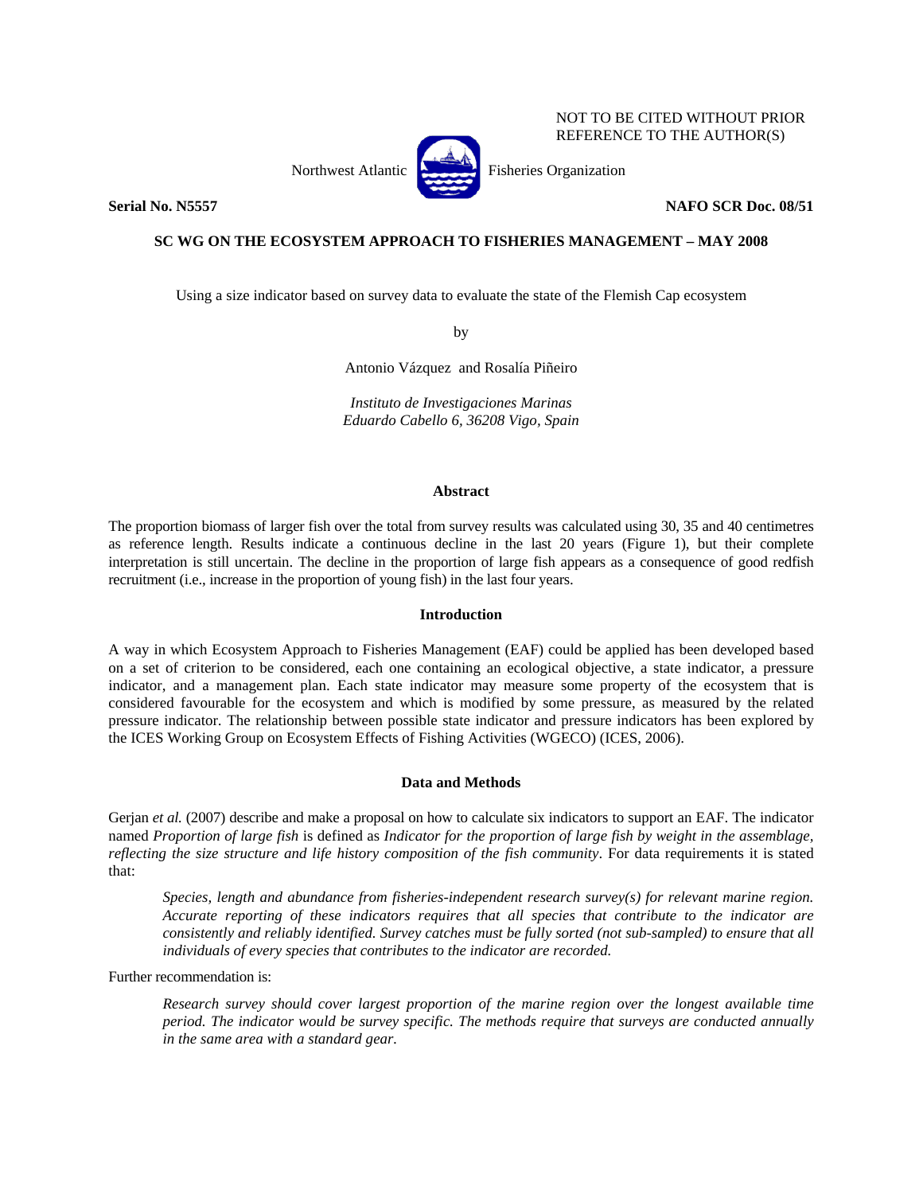NOT TO BE CITED WITHOUT PRIOR REFERENCE TO THE AUTHOR(S)

Northwest Atlantic Fisheries Organization

**Serial No. N5557** **NAFO SCR Doc. 08/51**

**SC WG ON THE ECOSYSTEM APPROACH TO FISHERIES MANAGEMENT – MAY 2008**

# Using a size indicator based on survey data to evaluate the state of the Flemish Cap ecosystem

by

Antonio Vázquez and Rosalía Piñeiro

*Instituto de Investigaciones Marinas*
*Eduardo Cabello 6, 36208 Vigo, Spain*

## Abstract

The proportion biomass of larger fish over the total from survey results was calculated using 30, 35 and 40 centimetres as reference length. Results indicate a continuous decline in the last 20 years (Figure 1), but their complete interpretation is still uncertain. The decline in the proportion of large fish appears as a consequence of good redfish recruitment (i.e., increase in the proportion of young fish) in the last four years.

## Introduction

A way in which Ecosystem Approach to Fisheries Management (EAF) could be applied has been developed based on a set of criterion to be considered, each one containing an ecological objective, a state indicator, a pressure indicator, and a management plan. Each state indicator may measure some property of the ecosystem that is considered favourable for the ecosystem and which is modified by some pressure, as measured by the related pressure indicator. The relationship between possible state indicator and pressure indicators has been explored by the ICES Working Group on Ecosystem Effects of Fishing Activities (WGECO) (ICES, 2006).

## Data and Methods

Gerjan *et al.* (2007) describe and make a proposal on how to calculate six indicators to support an EAF. The indicator named *Proportion of large fish* is defined as *Indicator for the proportion of large fish by weight in the assemblage, reflecting the size structure and life history composition of the fish community*. For data requirements it is stated that:

> *Species, length and abundance from fisheries-independent research survey(s) for relevant marine region. Accurate reporting of these indicators requires that all species that contribute to the indicator are consistently and reliably identified. Survey catches must be fully sorted (not sub-sampled) to ensure that all individuals of every species that contributes to the indicator are recorded.*

Further recommendation is:

> *Research survey should cover largest proportion of the marine region over the longest available time period. The indicator would be survey specific. The methods require that surveys are conducted annually in the same area with a standard gear.*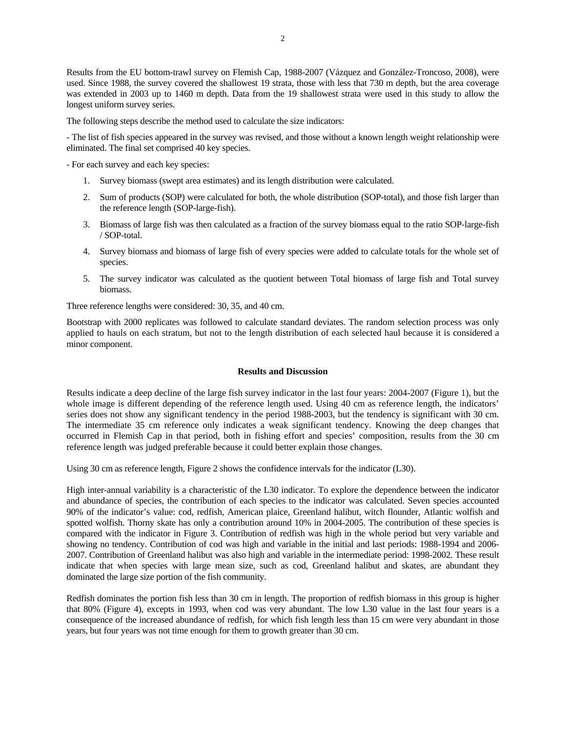Results from the EU bottom-trawl survey on Flemish Cap, 1988-2007 (Vázquez and González-Troncoso, 2008), were used. Since 1988, the survey covered the shallowest 19 strata, those with less that 730 m depth, but the area coverage was extended in 2003 up to 1460 m depth. Data from the 19 shallowest strata were used in this study to allow the longest uniform survey series.

The following steps describe the method used to calculate the size indicators:

- The list of fish species appeared in the survey was revised, and those without a known length weight relationship were eliminated. The final set comprised 40 key species.

- For each survey and each key species:

1. Survey biomass (swept area estimates) and its length distribution were calculated.
2. Sum of products (SOP) were calculated for both, the whole distribution (SOP-total), and those fish larger than the reference length (SOP-large-fish).
3. Biomass of large fish was then calculated as a fraction of the survey biomass equal to the ratio SOP-large-fish / SOP-total.
4. Survey biomass and biomass of large fish of every species were added to calculate totals for the whole set of species.
5. The survey indicator was calculated as the quotient between Total biomass of large fish and Total survey biomass.

Three reference lengths were considered: 30, 35, and 40 cm.

Bootstrap with 2000 replicates was followed to calculate standard deviates. The random selection process was only applied to hauls on each stratum, but not to the length distribution of each selected haul because it is considered a minor component.

## Results and Discussion

Results indicate a deep decline of the large fish survey indicator in the last four years: 2004-2007 (Figure 1), but the whole image is different depending of the reference length used. Using 40 cm as reference length, the indicators' series does not show any significant tendency in the period 1988-2003, but the tendency is significant with 30 cm. The intermediate 35 cm reference only indicates a weak significant tendency. Knowing the deep changes that occurred in Flemish Cap in that period, both in fishing effort and species' composition, results from the 30 cm reference length was judged preferable because it could better explain those changes.

Using 30 cm as reference length, Figure 2 shows the confidence intervals for the indicator (L30).

High inter-annual variability is a characteristic of the L30 indicator. To explore the dependence between the indicator and abundance of species, the contribution of each species to the indicator was calculated. Seven species accounted 90% of the indicator's value: cod, redfish, American plaice, Greenland halibut, witch flounder, Atlantic wolffish and spotted wolffish. Thorny skate has only a contribution around 10% in 2004-2005. The contribution of these species is compared with the indicator in Figure 3. Contribution of redfish was high in the whole period but very variable and showing no tendency. Contribution of cod was high and variable in the initial and last periods: 1988-1994 and 2006-2007. Contribution of Greenland halibut was also high and variable in the intermediate period: 1998-2002. These result indicate that when species with large mean size, such as cod, Greenland halibut and skates, are abundant they dominated the large size portion of the fish community.

Redfish dominates the portion fish less than 30 cm in length. The proportion of redfish biomass in this group is higher that 80% (Figure 4), excepts in 1993, when cod was very abundant. The low L30 value in the last four years is a consequence of the increased abundance of redfish, for which fish length less than 15 cm were very abundant in those years, but four years was not time enough for them to growth greater than 30 cm.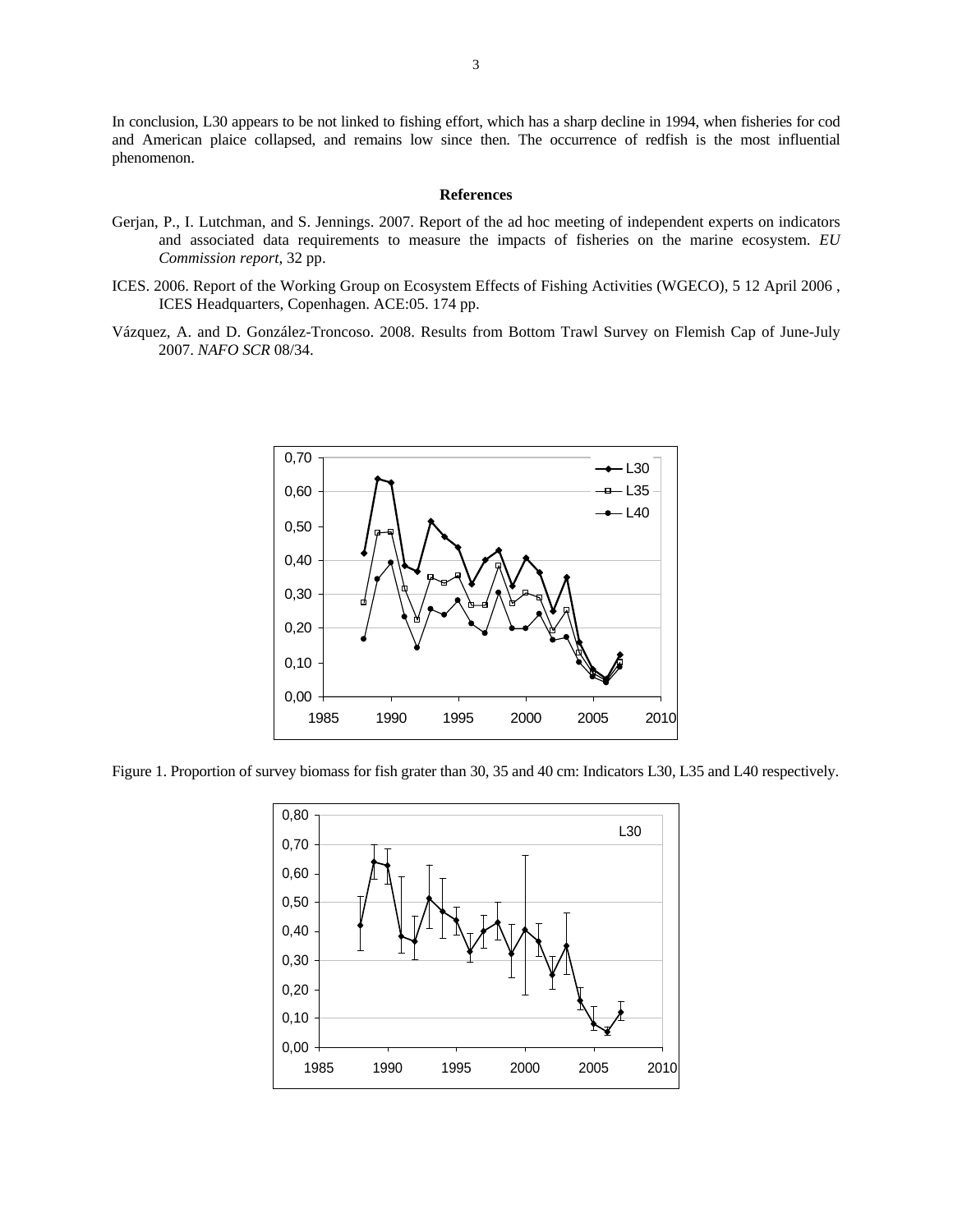In conclusion, L30 appears to be not linked to fishing effort, which has a sharp decline in 1994, when fisheries for cod and American plaice collapsed, and remains low since then. The occurrence of redfish is the most influential phenomenon.

**References**

Gerjan, P., I. Lutchman, and S. Jennings. 2007. Report of the ad hoc meeting of independent experts on indicators and associated data requirements to measure the impacts of fisheries on the marine ecosystem. *EU Commission report*, 32 pp.

ICES. 2006. Report of the Working Group on Ecosystem Effects of Fishing Activities (WGECO), 5 12 April 2006 , ICES Headquarters, Copenhagen. ACE:05. 174 pp.

Vázquez, A. and D. González-Troncoso. 2008. Results from Bottom Trawl Survey on Flemish Cap of June-July 2007. *NAFO SCR* 08/34.

Figure 1. Proportion of survey biomass for fish grater than 30, 35 and 40 cm: Indicators L30, L35 and L40 respectively.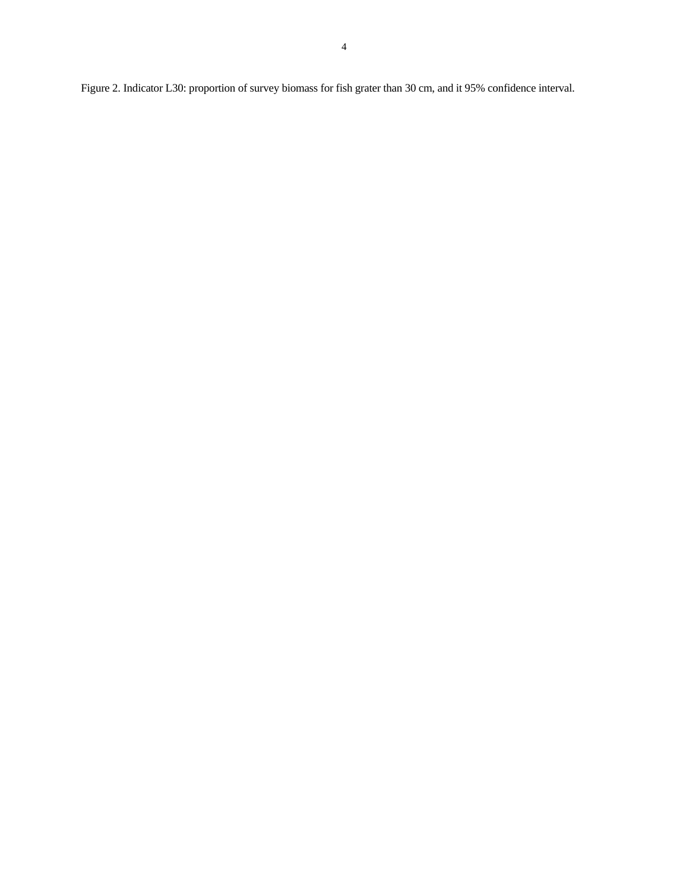Figure 2. Indicator L30: proportion of survey biomass for fish grater than 30 cm, and it 95% confidence interval.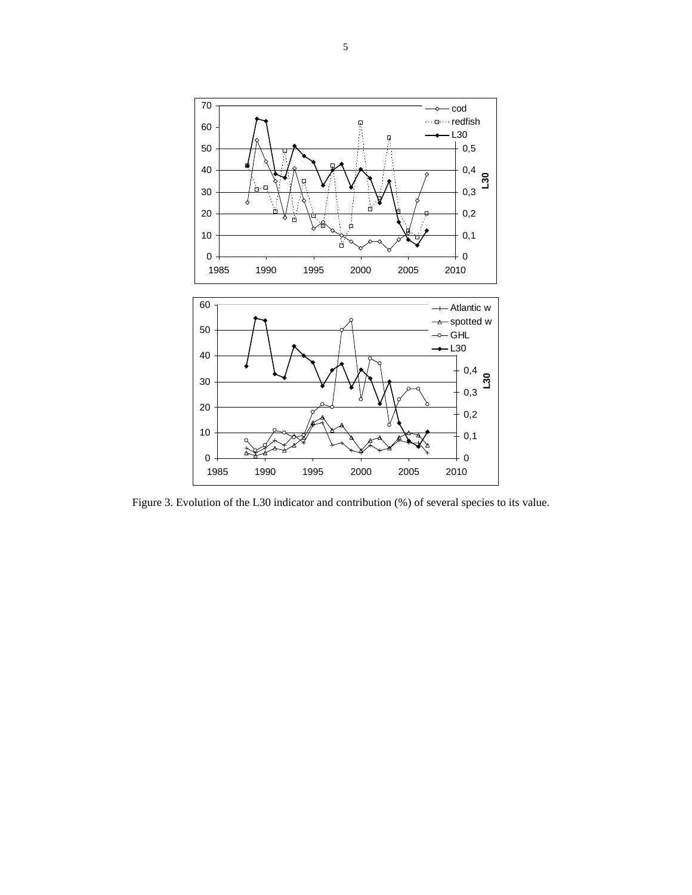Figure 3. Evolution of the L30 indicator and contribution (%) of several species to its value.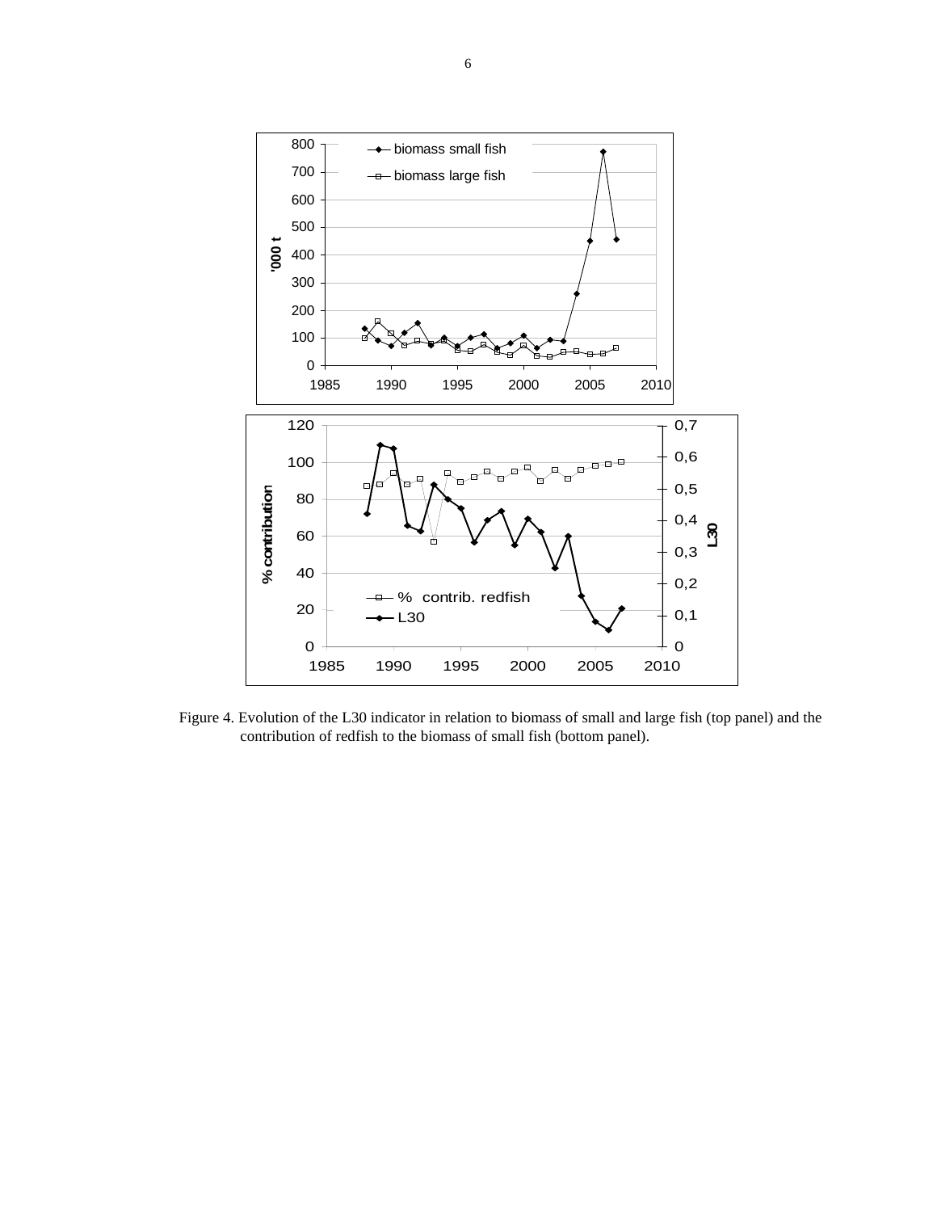800
700
600
500
400
300
200
100
0

'000 t

1985 1990 1995 2000 2005 2010

biomass small fish
biomass large fish

120
100
80
60
40
20
0

% contribution

0,7
0,6
0,5
0,4
0,3
0,2
0,1
0

L30

1985 1990 1995 2000 2005 2010

% contrib. redfish
L30

Figure 4. Evolution of the L30 indicator in relation to biomass of small and large fish (top panel) and the contribution of redfish to the biomass of small fish (bottom panel).